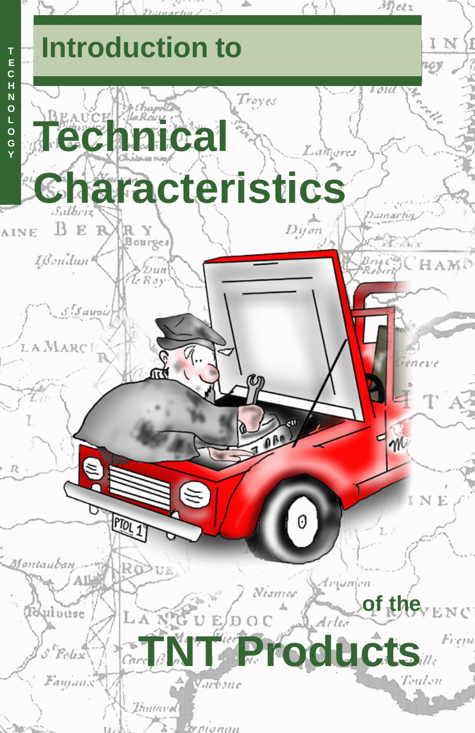TECHNOLOGY

## Introduction to

# Technical Characteristics

## of the

# TNT Products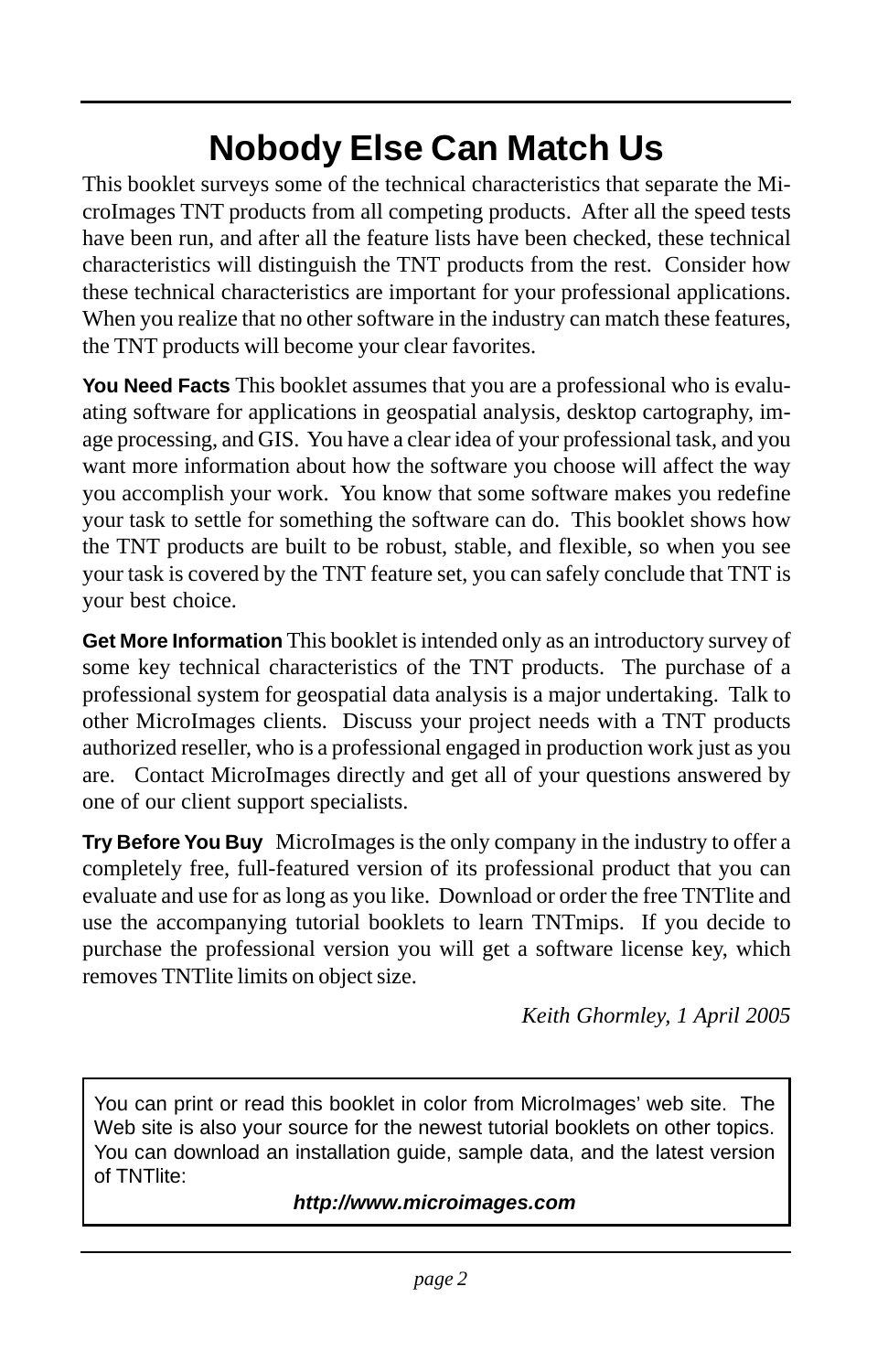# Nobody Else Can Match Us

This booklet surveys some of the technical characteristics that separate the MicroImages TNT products from all competing products. After all the speed tests have been run, and after all the feature lists have been checked, these technical characteristics will distinguish the TNT products from the rest. Consider how these technical characteristics are important for your professional applications. When you realize that no other software in the industry can match these features, the TNT products will become your clear favorites.

**You Need Facts** This booklet assumes that you are a professional who is evaluating software for applications in geospatial analysis, desktop cartography, image processing, and GIS. You have a clear idea of your professional task, and you want more information about how the software you choose will affect the way you accomplish your work. You know that some software makes you redefine your task to settle for something the software can do. This booklet shows how the TNT products are built to be robust, stable, and flexible, so when you see your task is covered by the TNT feature set, you can safely conclude that TNT is your best choice.

**Get More Information** This booklet is intended only as an introductory survey of some key technical characteristics of the TNT products. The purchase of a professional system for geospatial data analysis is a major undertaking. Talk to other MicroImages clients. Discuss your project needs with a TNT products authorized reseller, who is a professional engaged in production work just as you are. Contact MicroImages directly and get all of your questions answered by one of our client support specialists.

**Try Before You Buy** MicroImages is the only company in the industry to offer a completely free, full-featured version of its professional product that you can evaluate and use for as long as you like. Download or order the free TNTlite and use the accompanying tutorial booklets to learn TNTmips. If you decide to purchase the professional version you will get a software license key, which removes TNTlite limits on object size.

*Keith Ghormley, 1 April 2005*

You can print or read this booklet in color from MicroImages' web site. The Web site is also your source for the newest tutorial booklets on other topics. You can download an installation guide, sample data, and the latest version of TNTlite:

***http://www.microimages.com***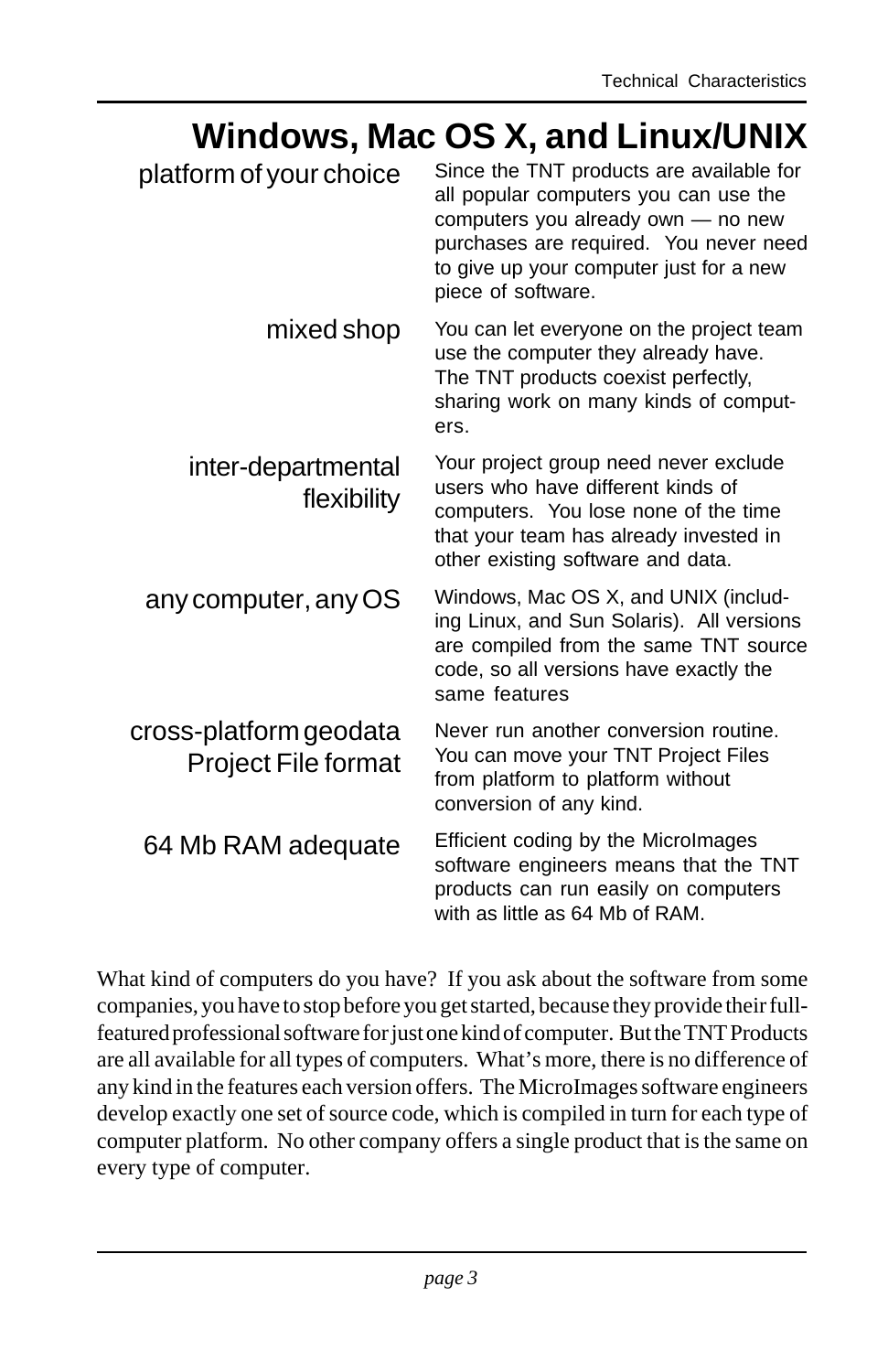# Windows, Mac OS X, and Linux/UNIX

**platform of your choice**
Since the TNT products are available for all popular computers you can use the computers you already own — no new purchases are required. You never need to give up your computer just for a new piece of software.

**mixed shop**
You can let everyone on the project team use the computer they already have. The TNT products coexist perfectly, sharing work on many kinds of computers.

**inter-departmental flexibility**
Your project group need never exclude users who have different kinds of computers. You lose none of the time that your team has already invested in other existing software and data.

**any computer, any OS**
Windows, Mac OS X, and UNIX (including Linux, and Sun Solaris). All versions are compiled from the same TNT source code, so all versions have exactly the same features

**cross-platform geodata Project File format**
Never run another conversion routine. You can move your TNT Project Files from platform to platform without conversion of any kind.

**64 Mb RAM adequate**
Efficient coding by the MicroImages software engineers means that the TNT products can run easily on computers with as little as 64 Mb of RAM.

What kind of computers do you have? If you ask about the software from some companies, you have to stop before you get started, because they provide their full-featured professional software for just one kind of computer. But the TNT Products are all available for all types of computers. What's more, there is no difference of any kind in the features each version offers. The MicroImages software engineers develop exactly one set of source code, which is compiled in turn for each type of computer platform. No other company offers a single product that is the same on every type of computer.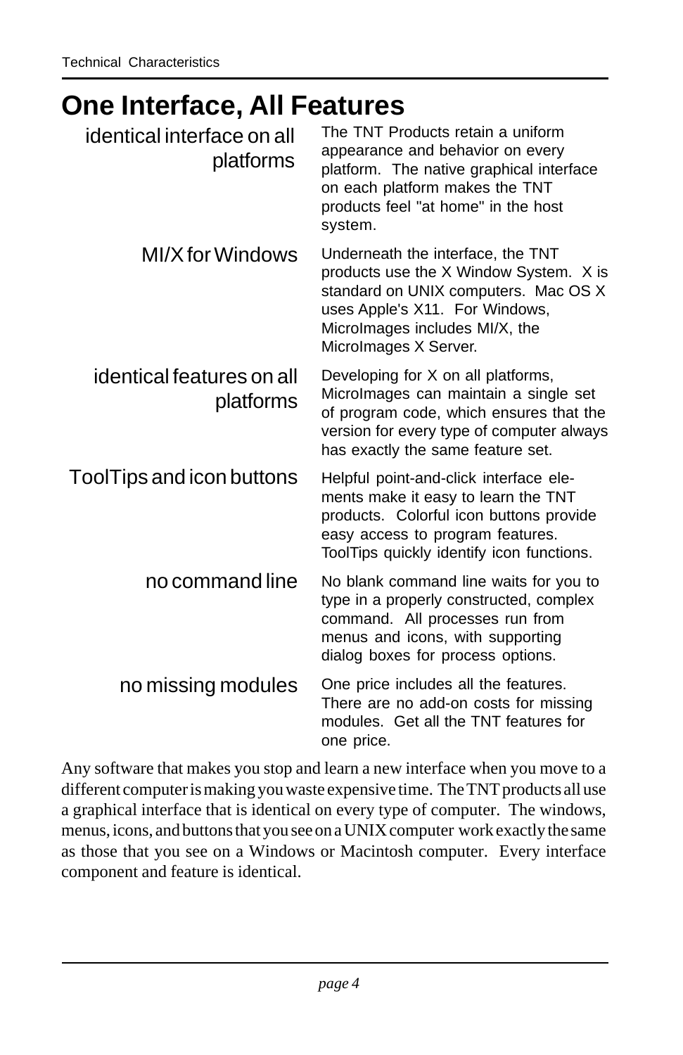# One Interface, All Features

**identical interface on all platforms**

The TNT Products retain a uniform appearance and behavior on every platform. The native graphical interface on each platform makes the TNT products feel "at home" in the host system.

**MI/X for Windows**

Underneath the interface, the TNT products use the X Window System. X is standard on UNIX computers. Mac OS X uses Apple's X11. For Windows, MicroImages includes MI/X, the MicroImages X Server.

**identical features on all platforms**

Developing for X on all platforms, MicroImages can maintain a single set of program code, which ensures that the version for every type of computer always has exactly the same feature set.

**ToolTips and icon buttons**

Helpful point-and-click interface elements make it easy to learn the TNT products. Colorful icon buttons provide easy access to program features. ToolTips quickly identify icon functions.

**no command line**

No blank command line waits for you to type in a properly constructed, complex command. All processes run from menus and icons, with supporting dialog boxes for process options.

**no missing modules**

One price includes all the features. There are no add-on costs for missing modules. Get all the TNT features for one price.

Any software that makes you stop and learn a new interface when you move to a different computer is making you waste expensive time. The TNT products all use a graphical interface that is identical on every type of computer. The windows, menus, icons, and buttons that you see on a UNIX computer work exactly the same as those that you see on a Windows or Macintosh computer. Every interface component and feature is identical.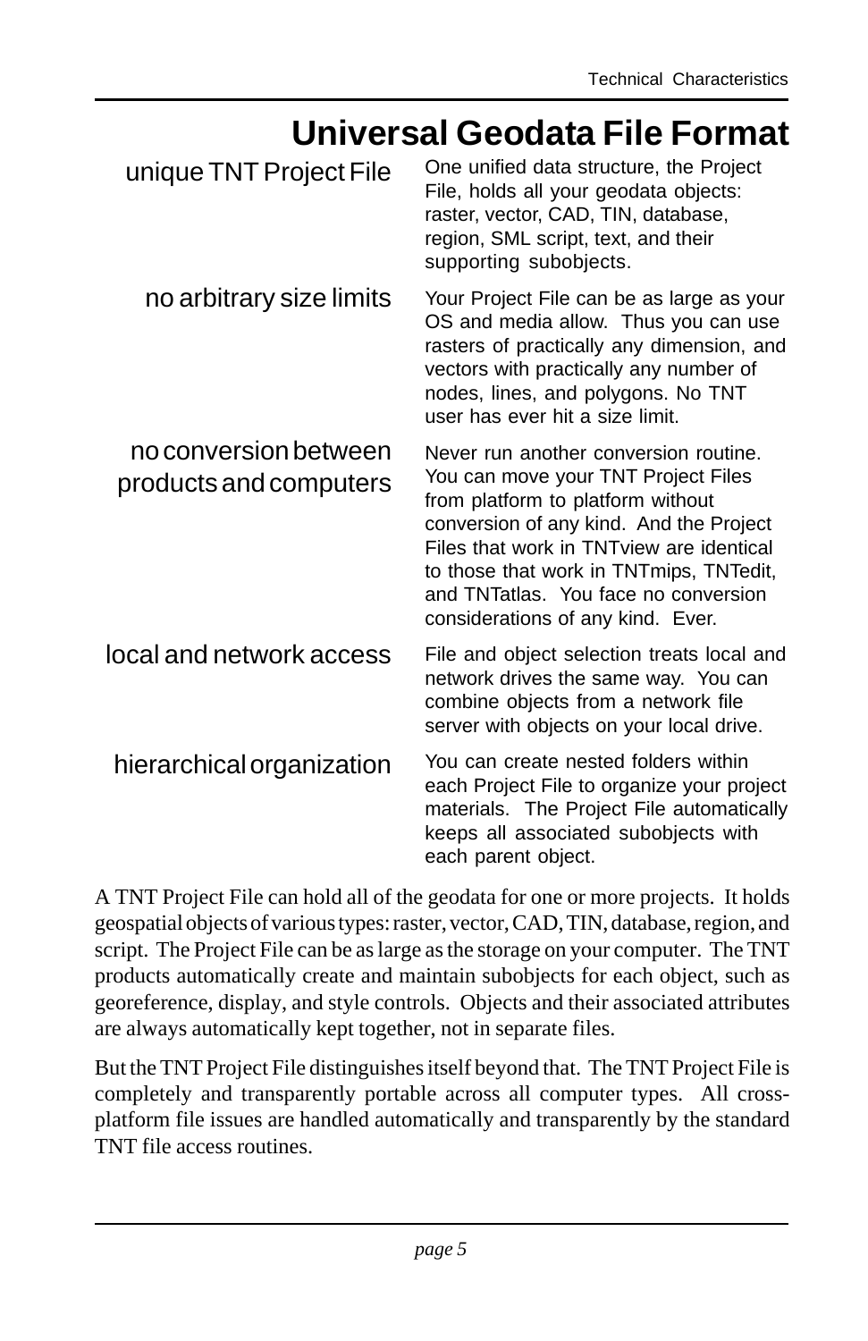# Universal Geodata File Format

**unique TNT Project File**

One unified data structure, the Project File, holds all your geodata objects: raster, vector, CAD, TIN, database, region, SML script, text, and their supporting subobjects.

**no arbitrary size limits**

Your Project File can be as large as your OS and media allow. Thus you can use rasters of practically any dimension, and vectors with practically any number of nodes, lines, and polygons. No TNT user has ever hit a size limit.

**no conversion between products and computers**

Never run another conversion routine. You can move your TNT Project Files from platform to platform without conversion of any kind. And the Project Files that work in TNTview are identical to those that work in TNTmips, TNTedit, and TNTatlas. You face no conversion considerations of any kind. Ever.

**local and network access**

File and object selection treats local and network drives the same way. You can combine objects from a network file server with objects on your local drive.

**hierarchical organization**

You can create nested folders within each Project File to organize your project materials. The Project File automatically keeps all associated subobjects with each parent object.

A TNT Project File can hold all of the geodata for one or more projects. It holds geospatial objects of various types: raster, vector, CAD, TIN, database, region, and script. The Project File can be as large as the storage on your computer. The TNT products automatically create and maintain subobjects for each object, such as georeference, display, and style controls. Objects and their associated attributes are always automatically kept together, not in separate files.

But the TNT Project File distinguishes itself beyond that. The TNT Project File is completely and transparently portable across all computer types. All cross-platform file issues are handled automatically and transparently by the standard TNT file access routines.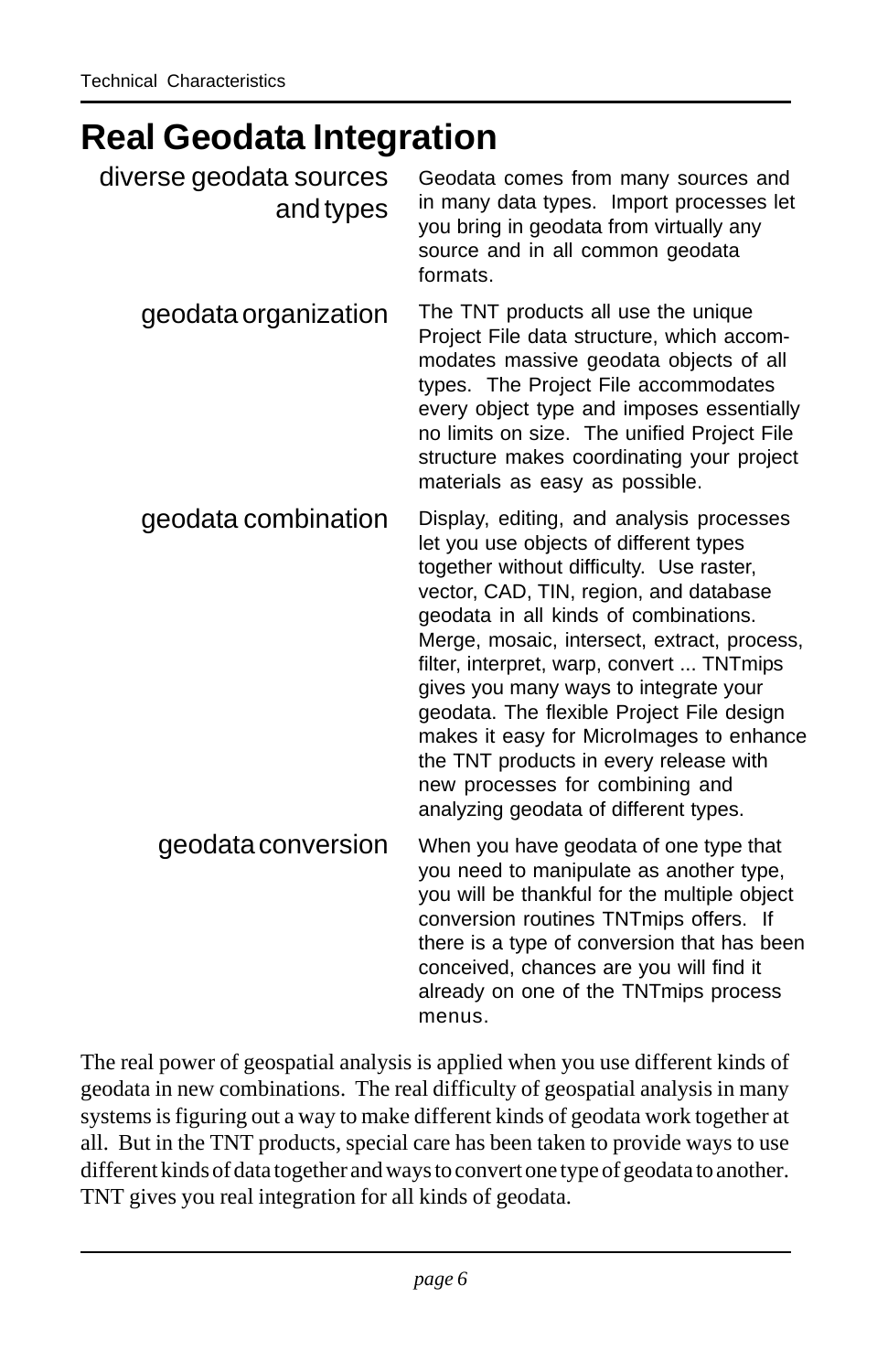# Real Geodata Integration

**diverse geodata sources and types**

Geodata comes from many sources and in many data types. Import processes let you bring in geodata from virtually any source and in all common geodata formats.

**geodata organization**

The TNT products all use the unique Project File data structure, which accommodates massive geodata objects of all types. The Project File accommodates every object type and imposes essentially no limits on size. The unified Project File structure makes coordinating your project materials as easy as possible.

**geodata combination**

Display, editing, and analysis processes let you use objects of different types together without difficulty. Use raster, vector, CAD, TIN, region, and database geodata in all kinds of combinations. Merge, mosaic, intersect, extract, process, filter, interpret, warp, convert ... TNTmips gives you many ways to integrate your geodata. The flexible Project File design makes it easy for MicroImages to enhance the TNT products in every release with new processes for combining and analyzing geodata of different types.

**geodata conversion**

When you have geodata of one type that you need to manipulate as another type, you will be thankful for the multiple object conversion routines TNTmips offers. If there is a type of conversion that has been conceived, chances are you will find it already on one of the TNTmips process menus.

The real power of geospatial analysis is applied when you use different kinds of geodata in new combinations. The real difficulty of geospatial analysis in many systems is figuring out a way to make different kinds of geodata work together at all. But in the TNT products, special care has been taken to provide ways to use different kinds of data together and ways to convert one type of geodata to another. TNT gives you real integration for all kinds of geodata.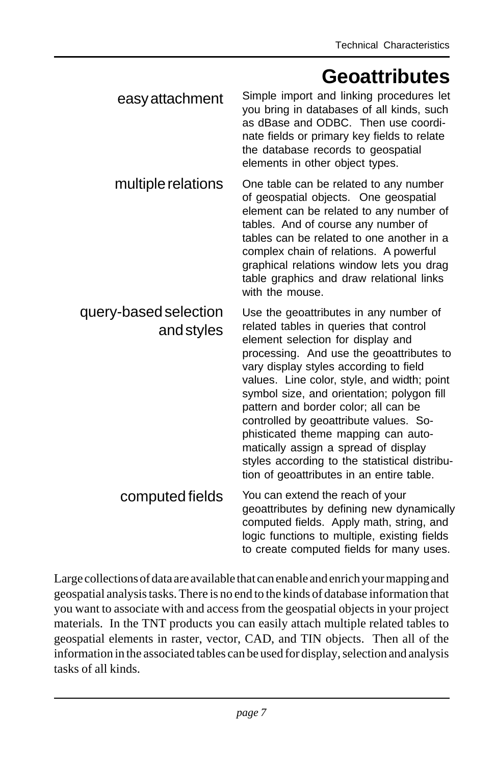# Geoattributes

**easy attachment**

Simple import and linking procedures let you bring in databases of all kinds, such as dBase and ODBC. Then use coordinate fields or primary key fields to relate the database records to geospatial elements in other object types.

**multiple relations**

One table can be related to any number of geospatial objects. One geospatial element can be related to any number of tables. And of course any number of tables can be related to one another in a complex chain of relations. A powerful graphical relations window lets you drag table graphics and draw relational links with the mouse.

**query-based selection and styles**

Use the geoattributes in any number of related tables in queries that control element selection for display and processing. And use the geoattributes to vary display styles according to field values. Line color, style, and width; point symbol size, and orientation; polygon fill pattern and border color; all can be controlled by geoattribute values. Sophisticated theme mapping can automatically assign a spread of display styles according to the statistical distribution of geoattributes in an entire table.

**computed fields**

You can extend the reach of your geoattributes by defining new dynamically computed fields. Apply math, string, and logic functions to multiple, existing fields to create computed fields for many uses.

Large collections of data are available that can enable and enrich your mapping and geospatial analysis tasks. There is no end to the kinds of database information that you want to associate with and access from the geospatial objects in your project materials. In the TNT products you can easily attach multiple related tables to geospatial elements in raster, vector, CAD, and TIN objects. Then all of the information in the associated tables can be used for display, selection and analysis tasks of all kinds.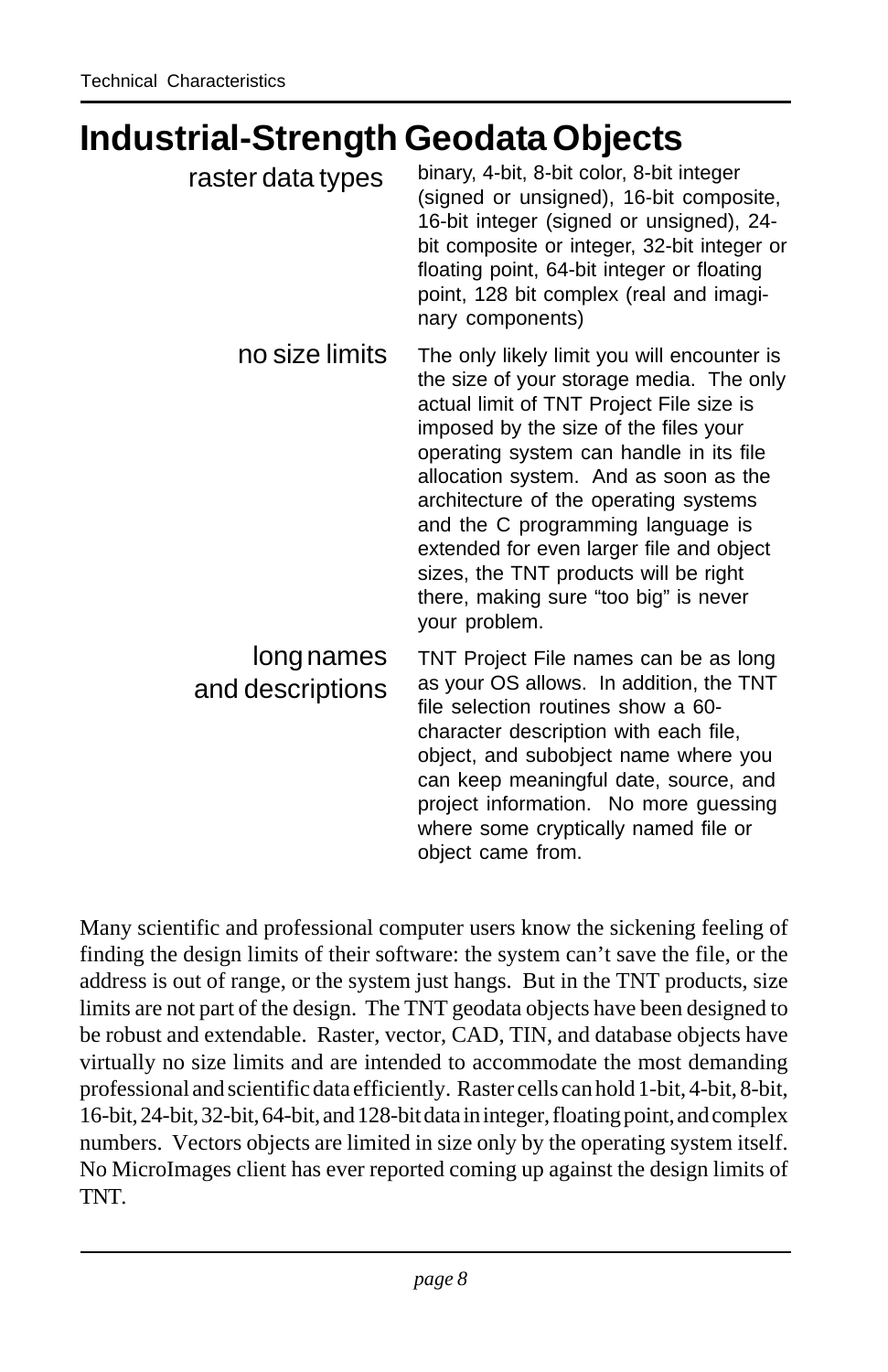# Industrial-Strength Geodata Objects

| | |
|---|---|
| raster data types | binary, 4-bit, 8-bit color, 8-bit integer (signed or unsigned), 16-bit composite, 16-bit integer (signed or unsigned), 24-bit composite or integer, 32-bit integer or floating point, 64-bit integer or floating point, 128 bit complex (real and imaginary components) |
| no size limits | The only likely limit you will encounter is the size of your storage media. The only actual limit of TNT Project File size is imposed by the size of the files your operating system can handle in its file allocation system. And as soon as the architecture of the operating systems and the C programming language is extended for even larger file and object sizes, the TNT products will be right there, making sure “too big” is never your problem. |
| long names and descriptions | TNT Project File names can be as long as your OS allows. In addition, the TNT file selection routines show a 60-character description with each file, object, and subobject name where you can keep meaningful date, source, and project information. No more guessing where some cryptically named file or object came from. |

Many scientific and professional computer users know the sickening feeling of finding the design limits of their software: the system can’t save the file, or the address is out of range, or the system just hangs. But in the TNT products, size limits are not part of the design. The TNT geodata objects have been designed to be robust and extendable. Raster, vector, CAD, TIN, and database objects have virtually no size limits and are intended to accommodate the most demanding professional and scientific data efficiently. Raster cells can hold 1-bit, 4-bit, 8-bit, 16-bit, 24-bit, 32-bit, 64-bit, and 128-bit data in integer, floating point, and complex numbers. Vectors objects are limited in size only by the operating system itself. No MicroImages client has ever reported coming up against the design limits of TNT.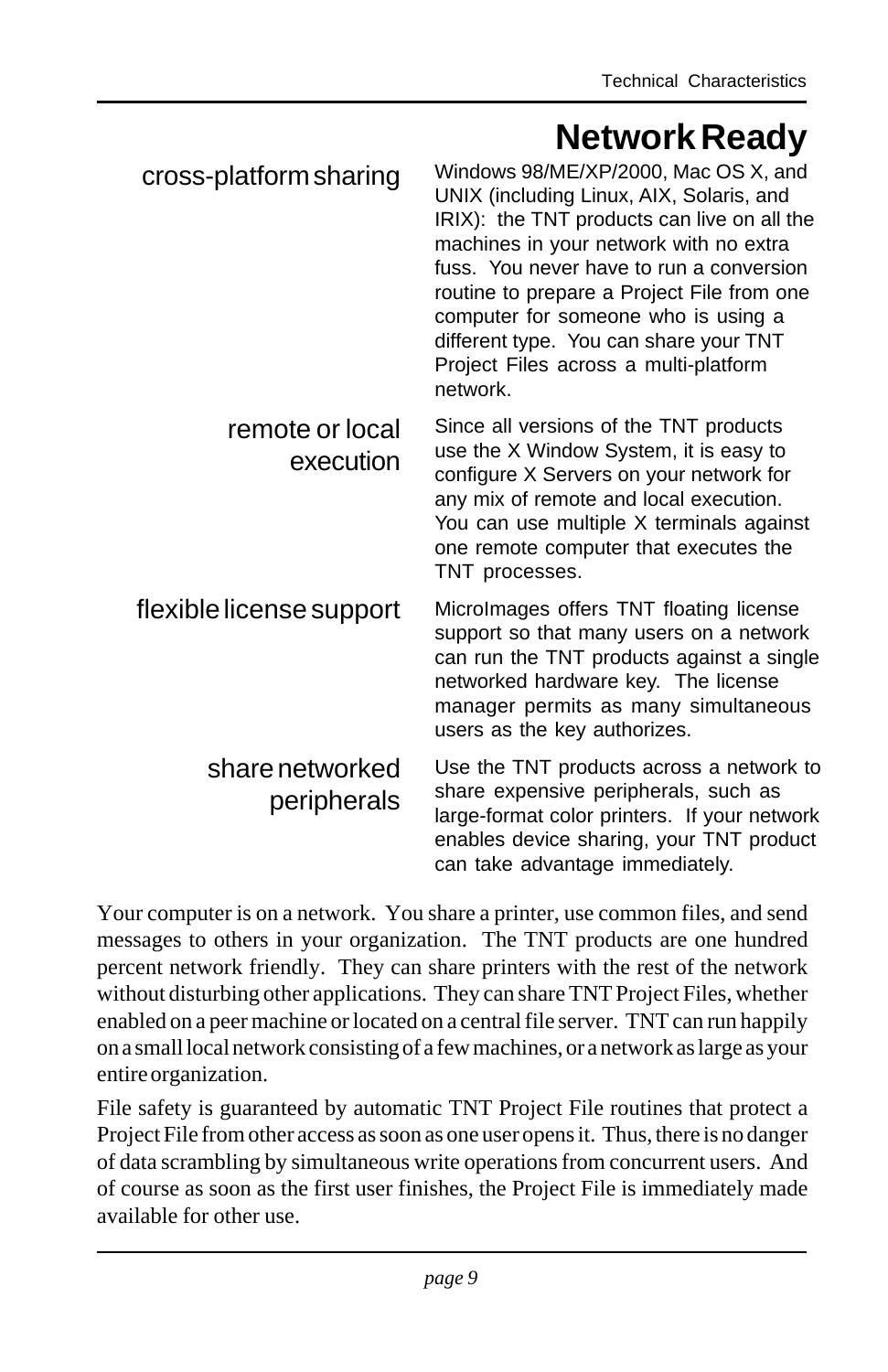# Network Ready

**cross-platform sharing**

Windows 98/ME/XP/2000, Mac OS X, and UNIX (including Linux, AIX, Solaris, and IRIX): the TNT products can live on all the machines in your network with no extra fuss. You never have to run a conversion routine to prepare a Project File from one computer for someone who is using a different type. You can share your TNT Project Files across a multi-platform network.

**remote or local execution**

Since all versions of the TNT products use the X Window System, it is easy to configure X Servers on your network for any mix of remote and local execution. You can use multiple X terminals against one remote computer that executes the TNT processes.

**flexible license support**

MicroImages offers TNT floating license support so that many users on a network can run the TNT products against a single networked hardware key. The license manager permits as many simultaneous users as the key authorizes.

**share networked peripherals**

Use the TNT products across a network to share expensive peripherals, such as large-format color printers. If your network enables device sharing, your TNT product can take advantage immediately.

Your computer is on a network. You share a printer, use common files, and send messages to others in your organization. The TNT products are one hundred percent network friendly. They can share printers with the rest of the network without disturbing other applications. They can share TNT Project Files, whether enabled on a peer machine or located on a central file server. TNT can run happily on a small local network consisting of a few machines, or a network as large as your entire organization.

File safety is guaranteed by automatic TNT Project File routines that protect a Project File from other access as soon as one user opens it. Thus, there is no danger of data scrambling by simultaneous write operations from concurrent users. And of course as soon as the first user finishes, the Project File is immediately made available for other use.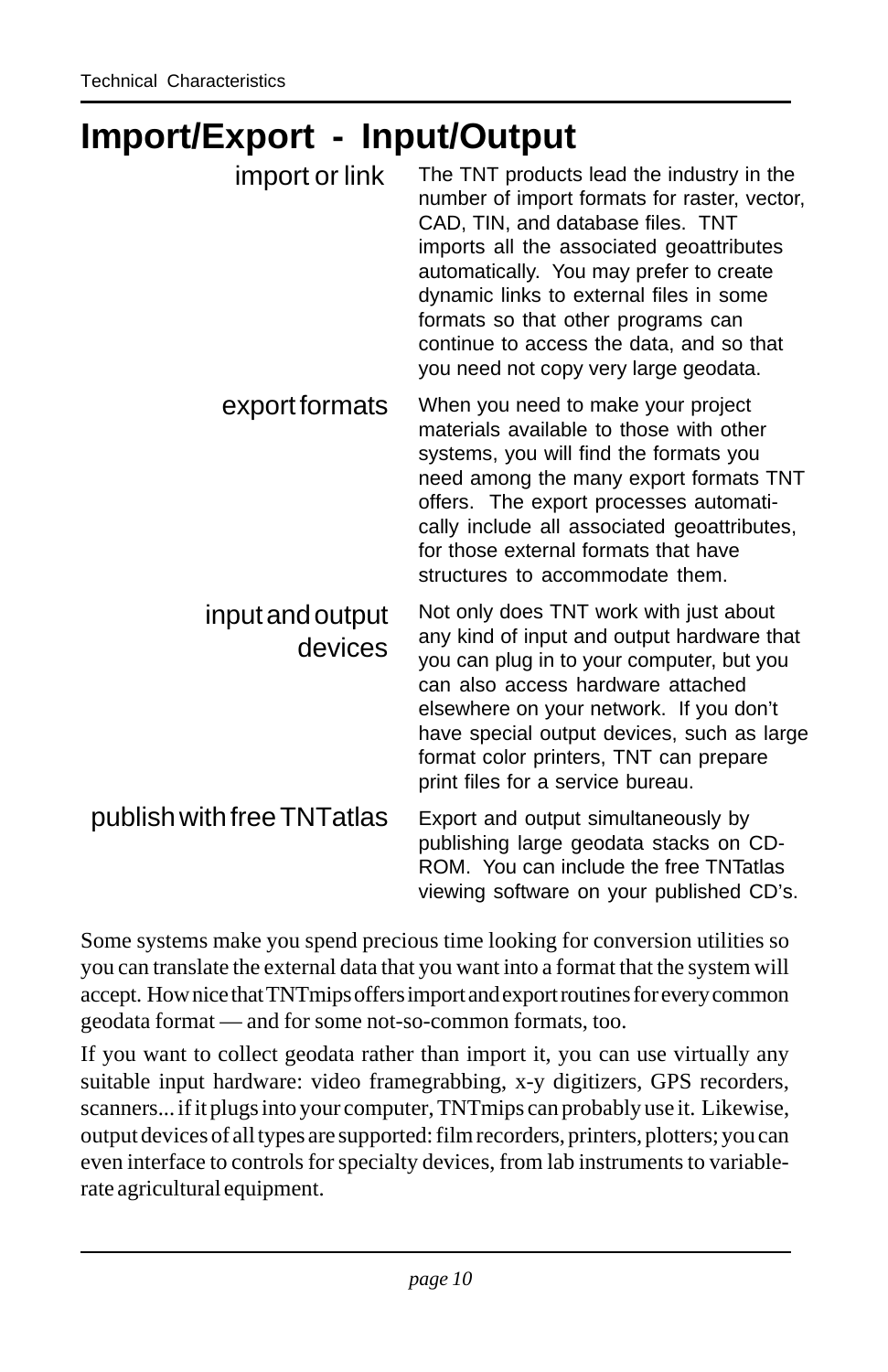# Import/Export - Input/Output

**import or link**

The TNT products lead the industry in the number of import formats for raster, vector, CAD, TIN, and database files. TNT imports all the associated geoattributes automatically. You may prefer to create dynamic links to external files in some formats so that other programs can continue to access the data, and so that you need not copy very large geodata.

**export formats**

When you need to make your project materials available to those with other systems, you will find the formats you need among the many export formats TNT offers. The export processes automatically include all associated geoattributes, for those external formats that have structures to accommodate them.

**input and output devices**

Not only does TNT work with just about any kind of input and output hardware that you can plug in to your computer, but you can also access hardware attached elsewhere on your network. If you don't have special output devices, such as large format color printers, TNT can prepare print files for a service bureau.

**publish with free TNTatlas**

Export and output simultaneously by publishing large geodata stacks on CD-ROM. You can include the free TNTatlas viewing software on your published CD's.

Some systems make you spend precious time looking for conversion utilities so you can translate the external data that you want into a format that the system will accept. How nice that TNTmips offers import and export routines for every common geodata format — and for some not-so-common formats, too.

If you want to collect geodata rather than import it, you can use virtually any suitable input hardware: video framegrabbing, x-y digitizers, GPS recorders, scanners... if it plugs into your computer, TNTmips can probably use it. Likewise, output devices of all types are supported: film recorders, printers, plotters; you can even interface to controls for specialty devices, from lab instruments to variable-rate agricultural equipment.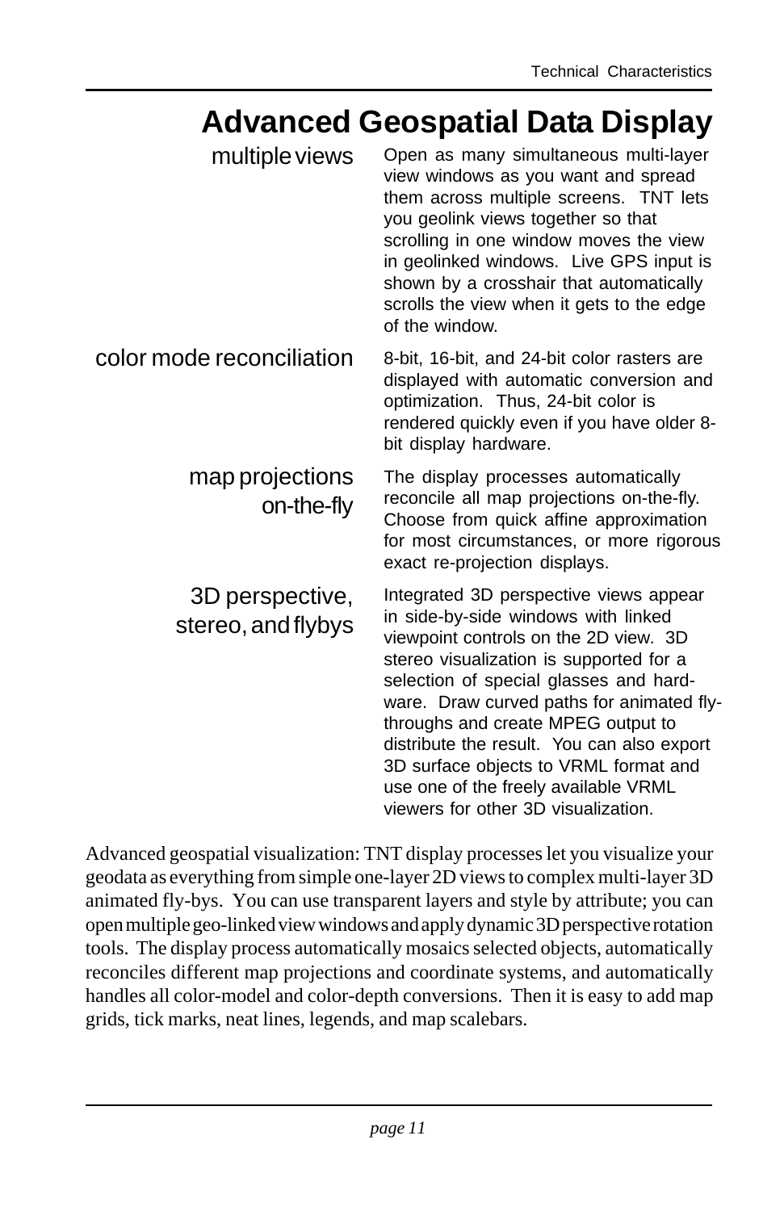# Advanced Geospatial Data Display

**multiple views**

Open as many simultaneous multi-layer view windows as you want and spread them across multiple screens. TNT lets you geolink views together so that scrolling in one window moves the view in geolinked windows. Live GPS input is shown by a crosshair that automatically scrolls the view when it gets to the edge of the window.

**color mode reconciliation**

8-bit, 16-bit, and 24-bit color rasters are displayed with automatic conversion and optimization. Thus, 24-bit color is rendered quickly even if you have older 8-bit display hardware.

**map projections on-the-fly**

The display processes automatically reconcile all map projections on-the-fly. Choose from quick affine approximation for most circumstances, or more rigorous exact re-projection displays.

**3D perspective, stereo, and flybys**

Integrated 3D perspective views appear in side-by-side windows with linked viewpoint controls on the 2D view. 3D stereo visualization is supported for a selection of special glasses and hardware. Draw curved paths for animated fly-throughs and create MPEG output to distribute the result. You can also export 3D surface objects to VRML format and use one of the freely available VRML viewers for other 3D visualization.

Advanced geospatial visualization: TNT display processes let you visualize your geodata as everything from simple one-layer 2D views to complex multi-layer 3D animated fly-bys. You can use transparent layers and style by attribute; you can open multiple geo-linked view windows and apply dynamic 3D perspective rotation tools. The display process automatically mosaics selected objects, automatically reconciles different map projections and coordinate systems, and automatically handles all color-model and color-depth conversions. Then it is easy to add map grids, tick marks, neat lines, legends, and map scalebars.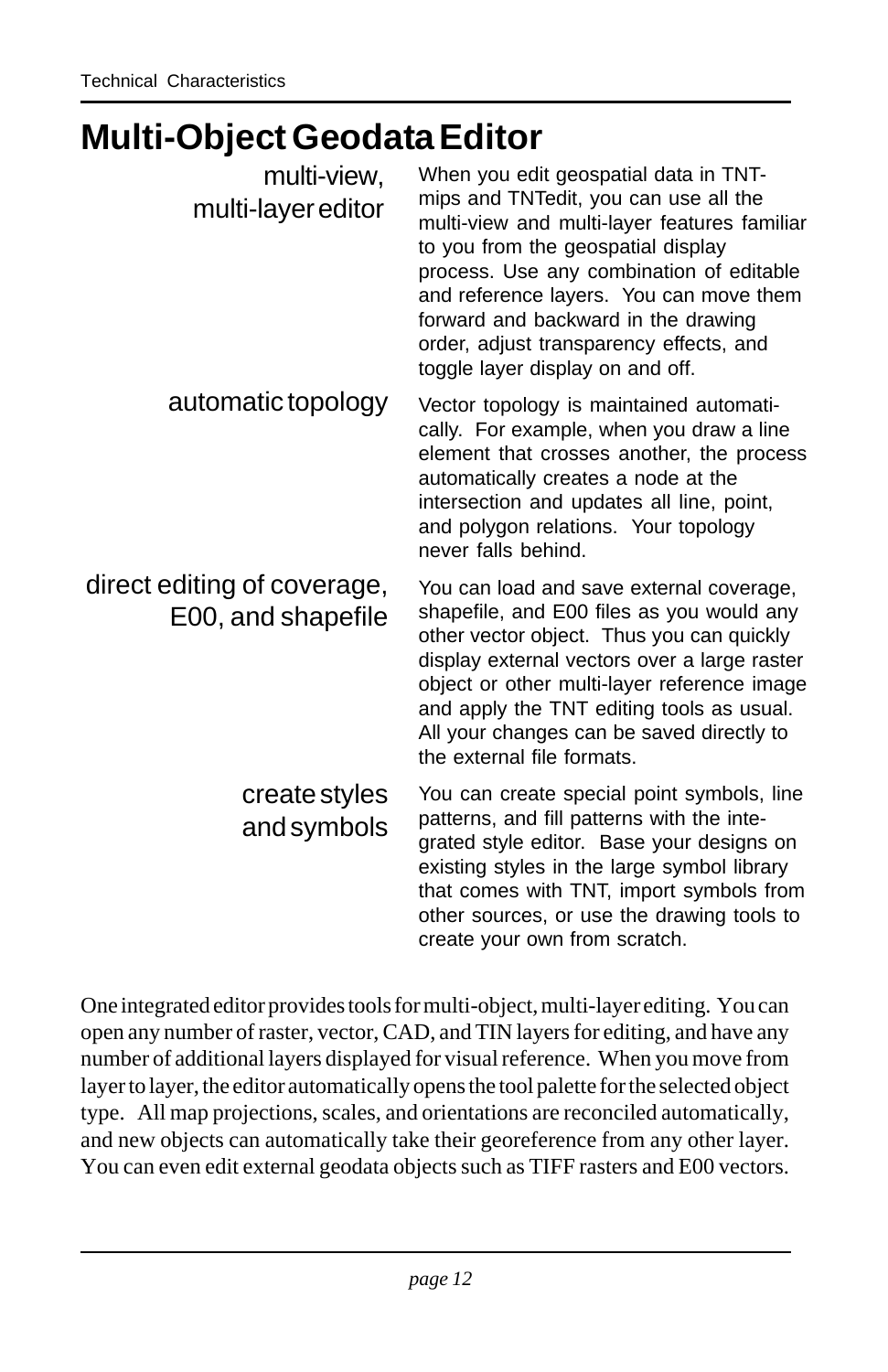# Multi-Object Geodata Editor

**multi-view, multi-layer editor**

When you edit geospatial data in TNTmips and TNTedit, you can use all the multi-view and multi-layer features familiar to you from the geospatial display process. Use any combination of editable and reference layers. You can move them forward and backward in the drawing order, adjust transparency effects, and toggle layer display on and off.

**automatic topology**

Vector topology is maintained automatically. For example, when you draw a line element that crosses another, the process automatically creates a node at the intersection and updates all line, point, and polygon relations. Your topology never falls behind.

**direct editing of coverage, E00, and shapefile**

You can load and save external coverage, shapefile, and E00 files as you would any other vector object. Thus you can quickly display external vectors over a large raster object or other multi-layer reference image and apply the TNT editing tools as usual. All your changes can be saved directly to the external file formats.

**create styles and symbols**

You can create special point symbols, line patterns, and fill patterns with the integrated style editor. Base your designs on existing styles in the large symbol library that comes with TNT, import symbols from other sources, or use the drawing tools to create your own from scratch.

One integrated editor provides tools for multi-object, multi-layer editing. You can open any number of raster, vector, CAD, and TIN layers for editing, and have any number of additional layers displayed for visual reference. When you move from layer to layer, the editor automatically opens the tool palette for the selected object type. All map projections, scales, and orientations are reconciled automatically, and new objects can automatically take their georeference from any other layer. You can even edit external geodata objects such as TIFF rasters and E00 vectors.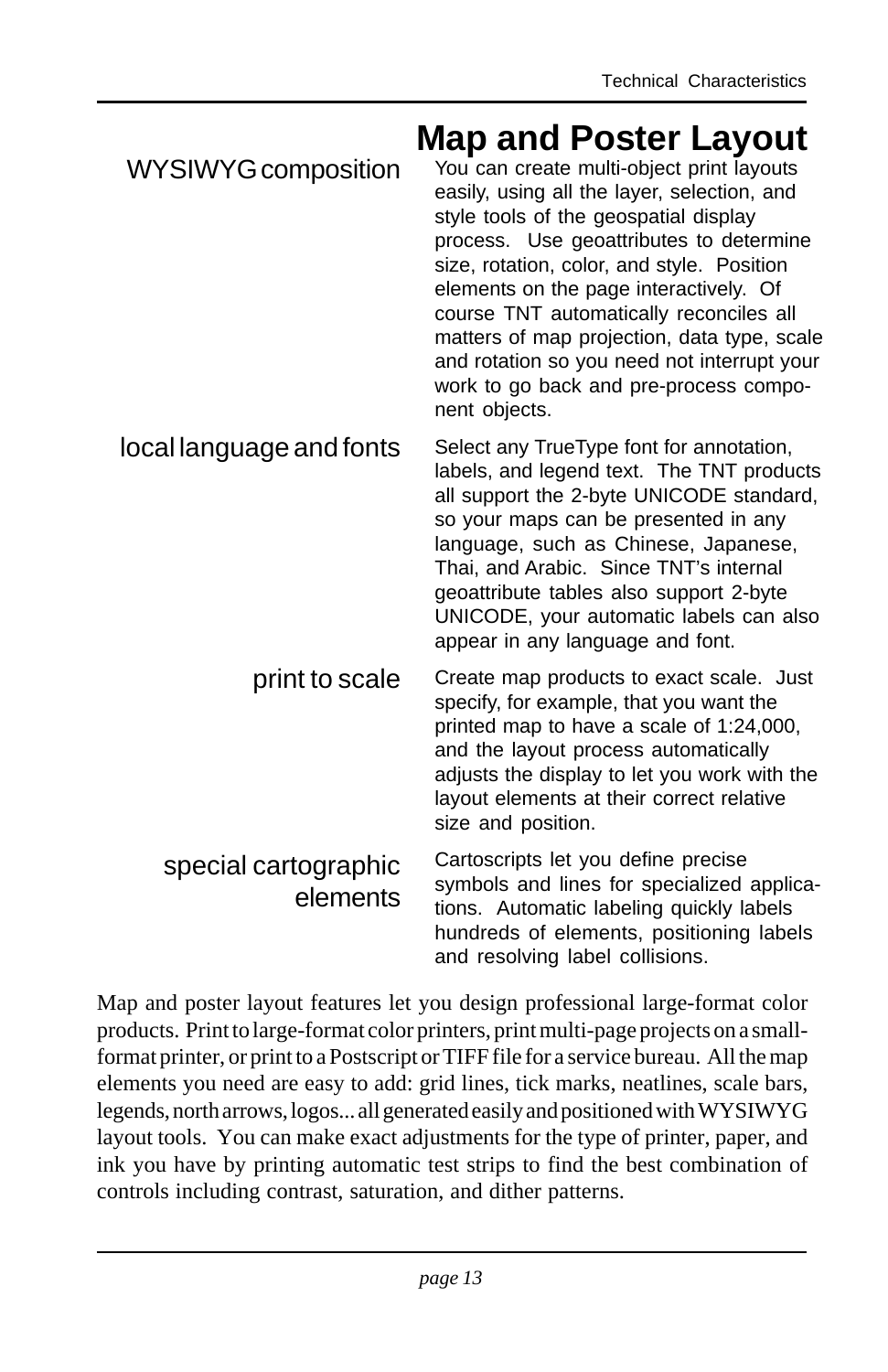# Map and Poster Layout

**WYSIWYG composition**

You can create multi-object print layouts easily, using all the layer, selection, and style tools of the geospatial display process. Use geoattributes to determine size, rotation, color, and style. Position elements on the page interactively. Of course TNT automatically reconciles all matters of map projection, data type, scale and rotation so you need not interrupt your work to go back and pre-process component objects.

**local language and fonts**

Select any TrueType font for annotation, labels, and legend text. The TNT products all support the 2-byte UNICODE standard, so your maps can be presented in any language, such as Chinese, Japanese, Thai, and Arabic. Since TNT's internal geoattribute tables also support 2-byte UNICODE, your automatic labels can also appear in any language and font.

**print to scale**

Create map products to exact scale. Just specify, for example, that you want the printed map to have a scale of 1:24,000, and the layout process automatically adjusts the display to let you work with the layout elements at their correct relative size and position.

**special cartographic elements**

Cartoscripts let you define precise symbols and lines for specialized applications. Automatic labeling quickly labels hundreds of elements, positioning labels and resolving label collisions.

Map and poster layout features let you design professional large-format color products. Print to large-format color printers, print multi-page projects on a small-format printer, or print to a Postscript or TIFF file for a service bureau. All the map elements you need are easy to add: grid lines, tick marks, neatlines, scale bars, legends, north arrows, logos... all generated easily and positioned with WYSIWYG layout tools. You can make exact adjustments for the type of printer, paper, and ink you have by printing automatic test strips to find the best combination of controls including contrast, saturation, and dither patterns.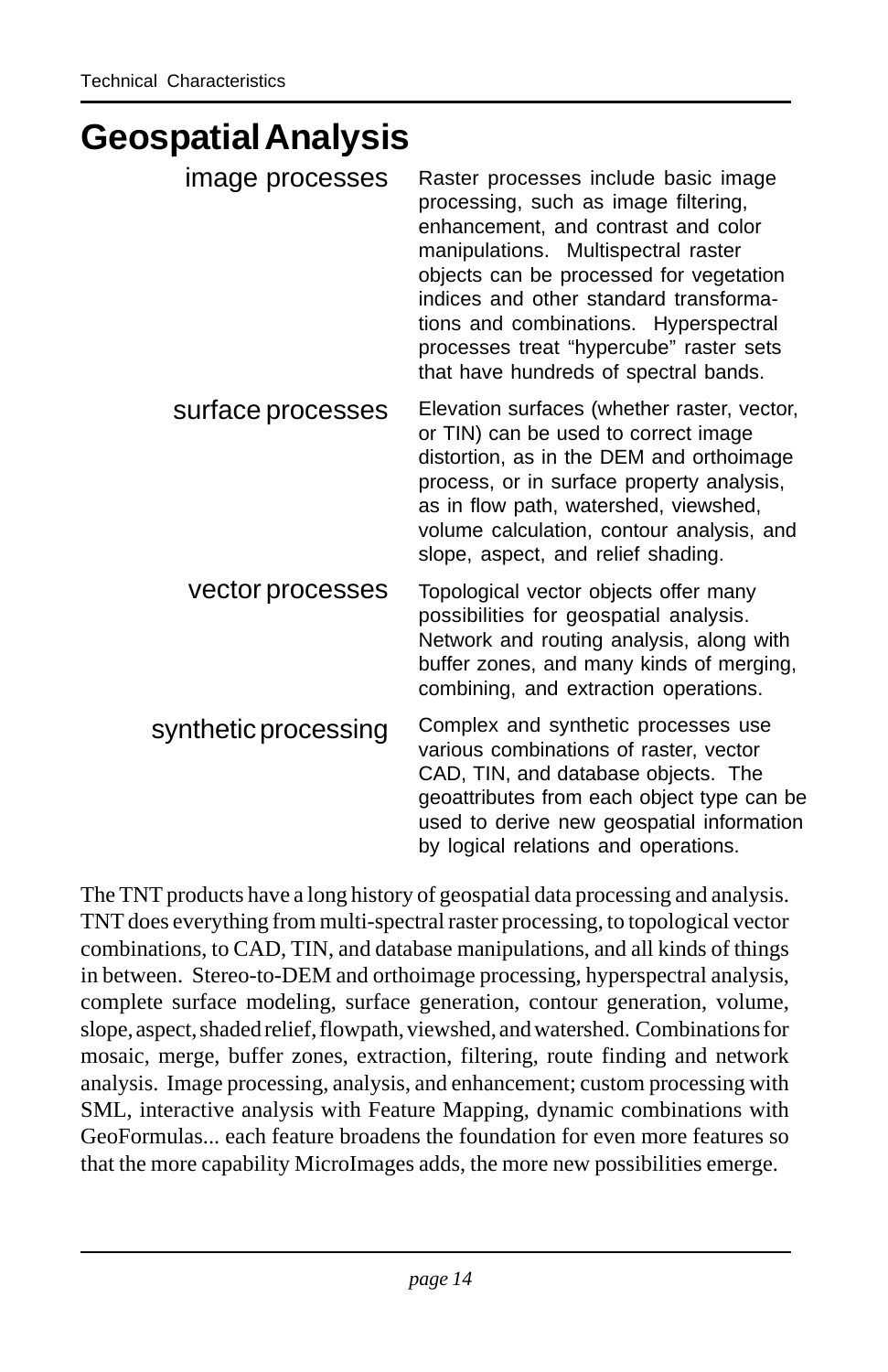# Geospatial Analysis

**image processes**

Raster processes include basic image processing, such as image filtering, enhancement, and contrast and color manipulations. Multispectral raster objects can be processed for vegetation indices and other standard transformations and combinations. Hyperspectral processes treat "hypercube" raster sets that have hundreds of spectral bands.

**surface processes**

Elevation surfaces (whether raster, vector, or TIN) can be used to correct image distortion, as in the DEM and orthoimage process, or in surface property analysis, as in flow path, watershed, viewshed, volume calculation, contour analysis, and slope, aspect, and relief shading.

**vector processes**

Topological vector objects offer many possibilities for geospatial analysis. Network and routing analysis, along with buffer zones, and many kinds of merging, combining, and extraction operations.

**synthetic processing**

Complex and synthetic processes use various combinations of raster, vector CAD, TIN, and database objects. The geoattributes from each object type can be used to derive new geospatial information by logical relations and operations.

The TNT products have a long history of geospatial data processing and analysis. TNT does everything from multi-spectral raster processing, to topological vector combinations, to CAD, TIN, and database manipulations, and all kinds of things in between. Stereo-to-DEM and orthoimage processing, hyperspectral analysis, complete surface modeling, surface generation, contour generation, volume, slope, aspect, shaded relief, flowpath, viewshed, and watershed. Combinations for mosaic, merge, buffer zones, extraction, filtering, route finding and network analysis. Image processing, analysis, and enhancement; custom processing with SML, interactive analysis with Feature Mapping, dynamic combinations with GeoFormulas... each feature broadens the foundation for even more features so that the more capability MicroImages adds, the more new possibilities emerge.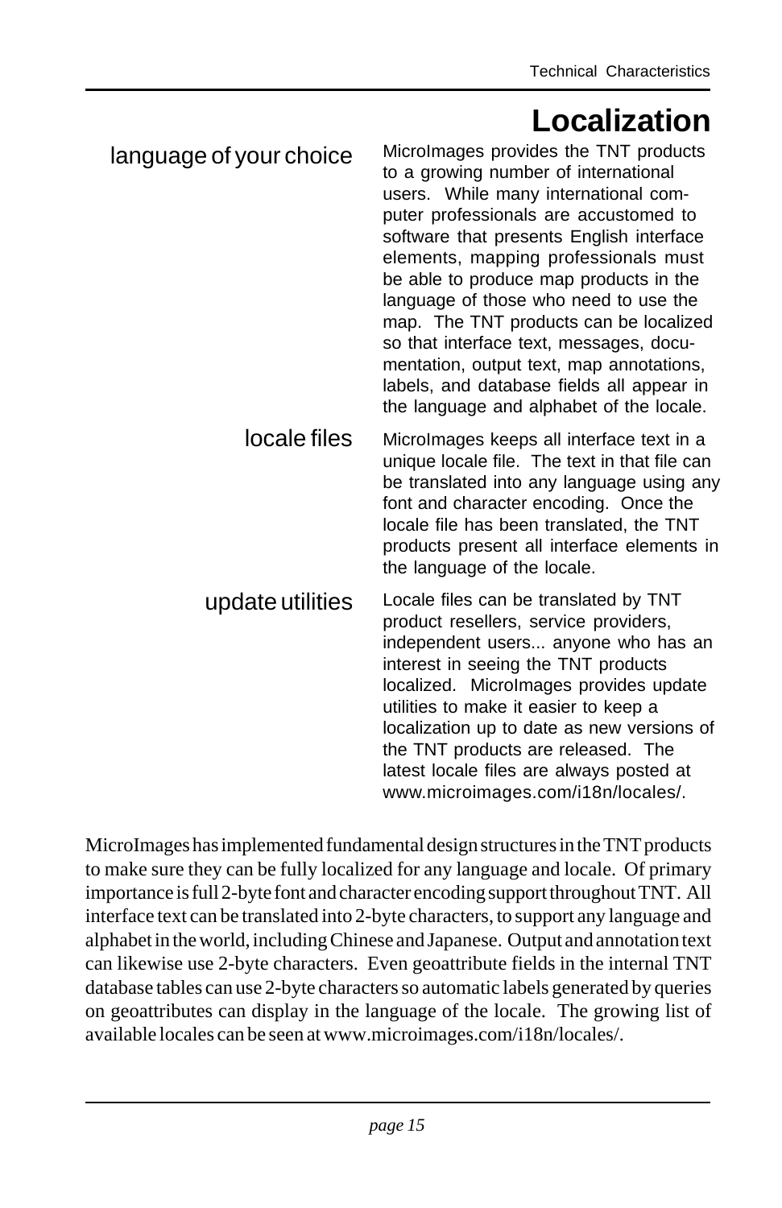# Localization

**language of your choice**

MicroImages provides the TNT products to a growing number of international users. While many international computer professionals are accustomed to software that presents English interface elements, mapping professionals must be able to produce map products in the language of those who need to use the map. The TNT products can be localized so that interface text, messages, documentation, output text, map annotations, labels, and database fields all appear in the language and alphabet of the locale.

**locale files**

MicroImages keeps all interface text in a unique locale file. The text in that file can be translated into any language using any font and character encoding. Once the locale file has been translated, the TNT products present all interface elements in the language of the locale.

**update utilities**

Locale files can be translated by TNT product resellers, service providers, independent users... anyone who has an interest in seeing the TNT products localized. MicroImages provides update utilities to make it easier to keep a localization up to date as new versions of the TNT products are released. The latest locale files are always posted at www.microimages.com/i18n/locales/.

MicroImages has implemented fundamental design structures in the TNT products to make sure they can be fully localized for any language and locale. Of primary importance is full 2-byte font and character encoding support throughout TNT. All interface text can be translated into 2-byte characters, to support any language and alphabet in the world, including Chinese and Japanese. Output and annotation text can likewise use 2-byte characters. Even geoattribute fields in the internal TNT database tables can use 2-byte characters so automatic labels generated by queries on geoattributes can display in the language of the locale. The growing list of available locales can be seen at www.microimages.com/i18n/locales/.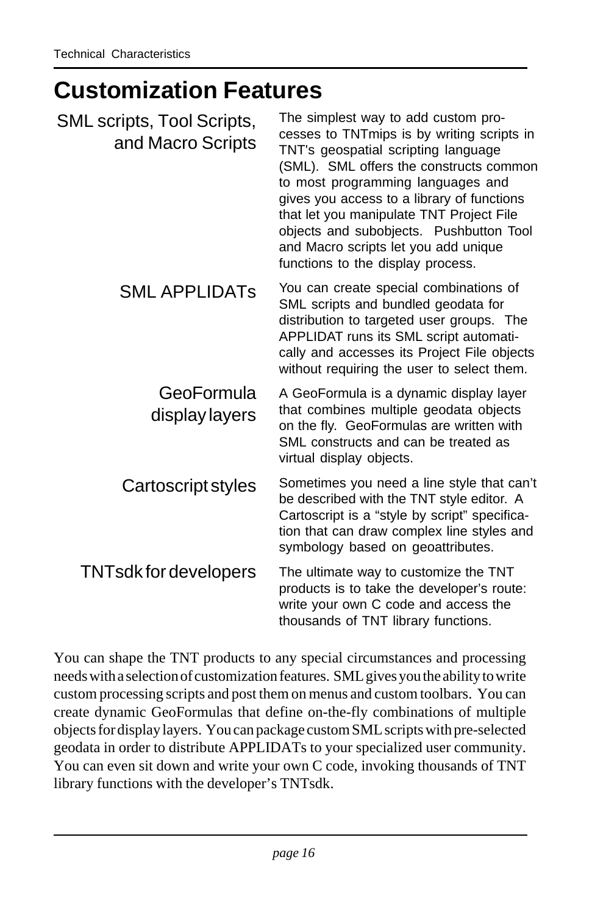# Customization Features

**SML scripts, Tool Scripts, and Macro Scripts**

The simplest way to add custom processes to TNTmips is by writing scripts in TNT's geospatial scripting language (SML). SML offers the constructs common to most programming languages and gives you access to a library of functions that let you manipulate TNT Project File objects and subobjects. Pushbutton Tool and Macro scripts let you add unique functions to the display process.

**SML APPLIDATs**

You can create special combinations of SML scripts and bundled geodata for distribution to targeted user groups. The APPLIDAT runs its SML script automatically and accesses its Project File objects without requiring the user to select them.

**GeoFormula display layers**

A GeoFormula is a dynamic display layer that combines multiple geodata objects on the fly. GeoFormulas are written with SML constructs and can be treated as virtual display objects.

**Cartoscript styles**

Sometimes you need a line style that can't be described with the TNT style editor. A Cartoscript is a "style by script" specification that can draw complex line styles and symbology based on geoattributes.

**TNTsdk for developers**

The ultimate way to customize the TNT products is to take the developer's route: write your own C code and access the thousands of TNT library functions.

You can shape the TNT products to any special circumstances and processing needs with a selection of customization features. SML gives you the ability to write custom processing scripts and post them on menus and custom toolbars. You can create dynamic GeoFormulas that define on-the-fly combinations of multiple objects for display layers. You can package custom SML scripts with pre-selected geodata in order to distribute APPLIDATs to your specialized user community. You can even sit down and write your own C code, invoking thousands of TNT library functions with the developer's TNTsdk.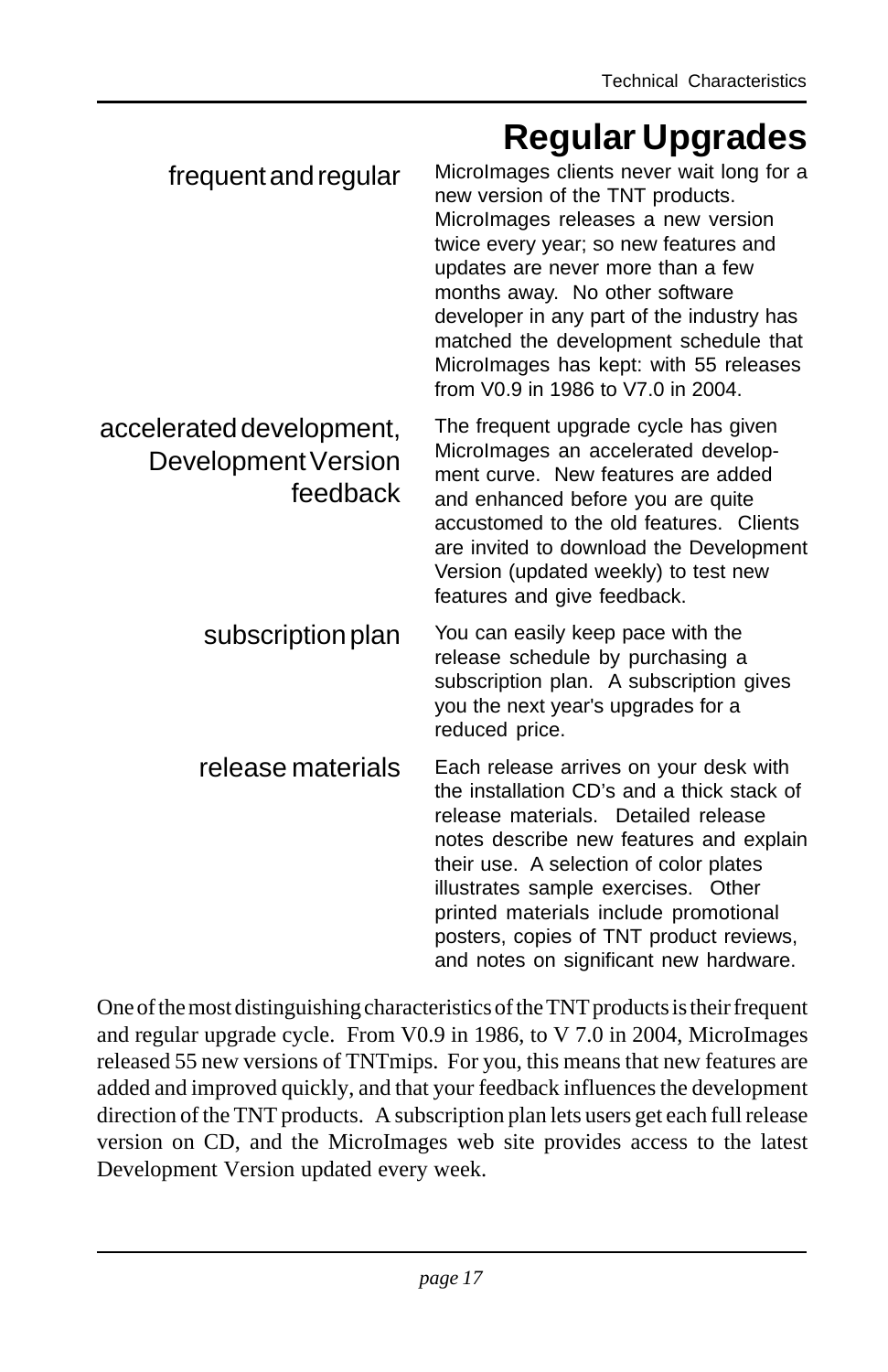# Regular Upgrades

**frequent and regular**

MicroImages clients never wait long for a new version of the TNT products. MicroImages releases a new version twice every year; so new features and updates are never more than a few months away. No other software developer in any part of the industry has matched the development schedule that MicroImages has kept: with 55 releases from V0.9 in 1986 to V7.0 in 2004.

**accelerated development, Development Version feedback**

The frequent upgrade cycle has given MicroImages an accelerated development curve. New features are added and enhanced before you are quite accustomed to the old features. Clients are invited to download the Development Version (updated weekly) to test new features and give feedback.

**subscription plan**

You can easily keep pace with the release schedule by purchasing a subscription plan. A subscription gives you the next year's upgrades for a reduced price.

**release materials**

Each release arrives on your desk with the installation CD's and a thick stack of release materials. Detailed release notes describe new features and explain their use. A selection of color plates illustrates sample exercises. Other printed materials include promotional posters, copies of TNT product reviews, and notes on significant new hardware.

One of the most distinguishing characteristics of the TNT products is their frequent and regular upgrade cycle. From V0.9 in 1986, to V 7.0 in 2004, MicroImages released 55 new versions of TNTmips. For you, this means that new features are added and improved quickly, and that your feedback influences the development direction of the TNT products. A subscription plan lets users get each full release version on CD, and the MicroImages web site provides access to the latest Development Version updated every week.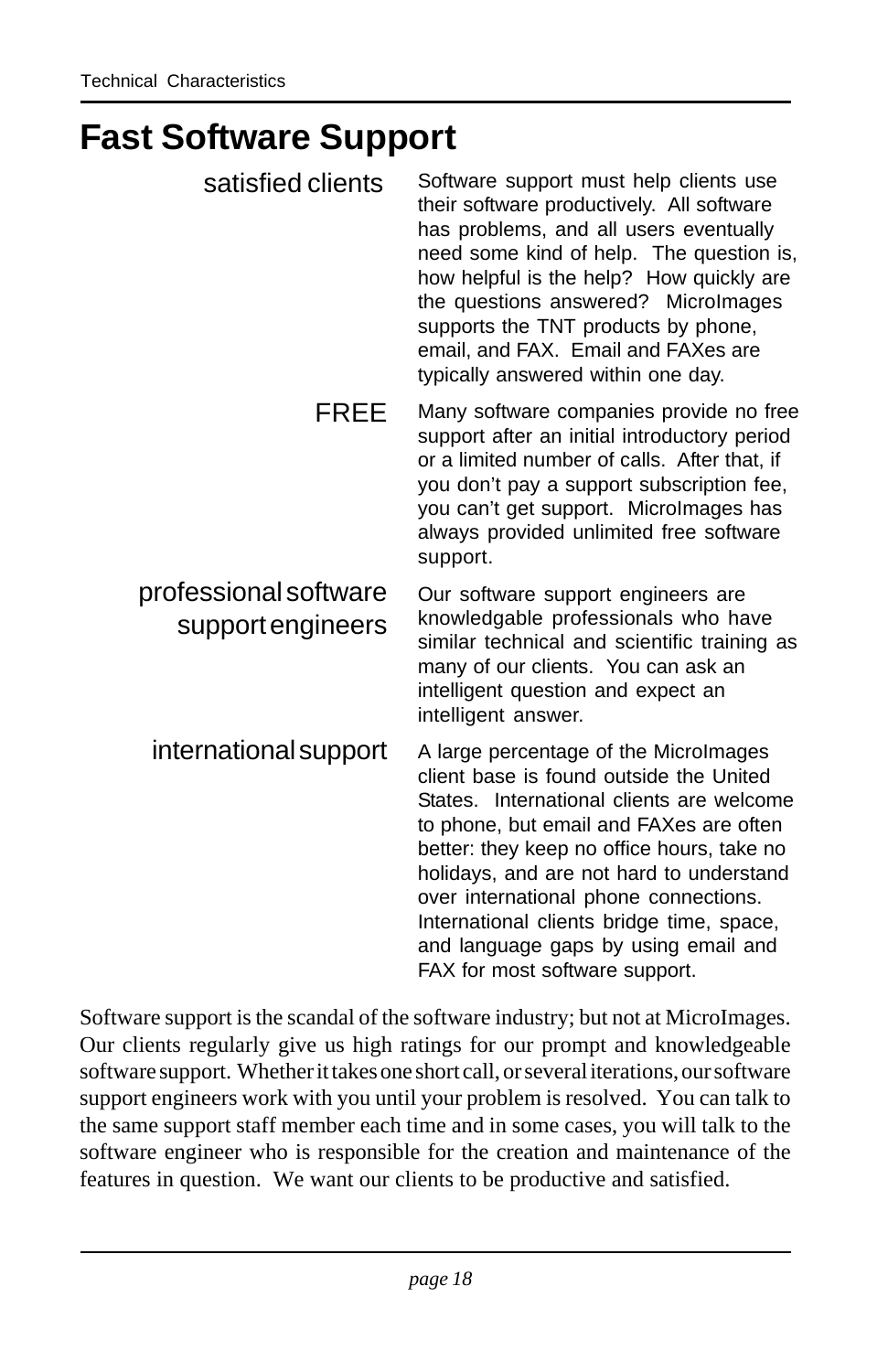# Fast Software Support

**satisfied clients**

Software support must help clients use their software productively. All software has problems, and all users eventually need some kind of help. The question is, how helpful is the help? How quickly are the questions answered? MicroImages supports the TNT products by phone, email, and FAX. Email and FAXes are typically answered within one day.

**FREE**

Many software companies provide no free support after an initial introductory period or a limited number of calls. After that, if you don't pay a support subscription fee, you can't get support. MicroImages has always provided unlimited free software support.

**professional software support engineers**

Our software support engineers are knowledgable professionals who have similar technical and scientific training as many of our clients. You can ask an intelligent question and expect an intelligent answer.

**international support**

A large percentage of the MicroImages client base is found outside the United States. International clients are welcome to phone, but email and FAXes are often better: they keep no office hours, take no holidays, and are not hard to understand over international phone connections. International clients bridge time, space, and language gaps by using email and FAX for most software support.

Software support is the scandal of the software industry; but not at MicroImages. Our clients regularly give us high ratings for our prompt and knowledgeable software support. Whether it takes one short call, or several iterations, our software support engineers work with you until your problem is resolved. You can talk to the same support staff member each time and in some cases, you will talk to the software engineer who is responsible for the creation and maintenance of the features in question. We want our clients to be productive and satisfied.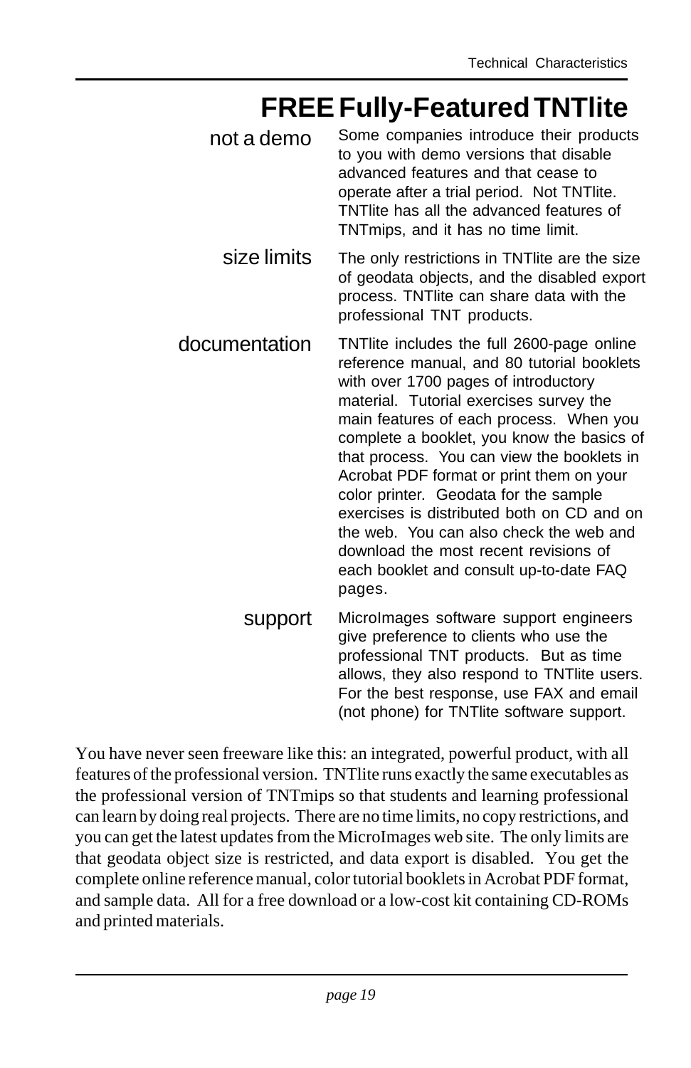# FREE Fully-Featured TNTlite

**not a demo**

Some companies introduce their products to you with demo versions that disable advanced features and that cease to operate after a trial period. Not TNTlite. TNTlite has all the advanced features of TNTmips, and it has no time limit.

**size limits**

The only restrictions in TNTlite are the size of geodata objects, and the disabled export process. TNTlite can share data with the professional TNT products.

**documentation**

TNTlite includes the full 2600-page online reference manual, and 80 tutorial booklets with over 1700 pages of introductory material. Tutorial exercises survey the main features of each process. When you complete a booklet, you know the basics of that process. You can view the booklets in Acrobat PDF format or print them on your color printer. Geodata for the sample exercises is distributed both on CD and on the web. You can also check the web and download the most recent revisions of each booklet and consult up-to-date FAQ pages.

**support**

MicroImages software support engineers give preference to clients who use the professional TNT products. But as time allows, they also respond to TNTlite users. For the best response, use FAX and email (not phone) for TNTlite software support.

You have never seen freeware like this: an integrated, powerful product, with all features of the professional version. TNTlite runs exactly the same executables as the professional version of TNTmips so that students and learning professional can learn by doing real projects. There are no time limits, no copy restrictions, and you can get the latest updates from the MicroImages web site. The only limits are that geodata object size is restricted, and data export is disabled. You get the complete online reference manual, color tutorial booklets in Acrobat PDF format, and sample data. All for a free download or a low-cost kit containing CD-ROMs and printed materials.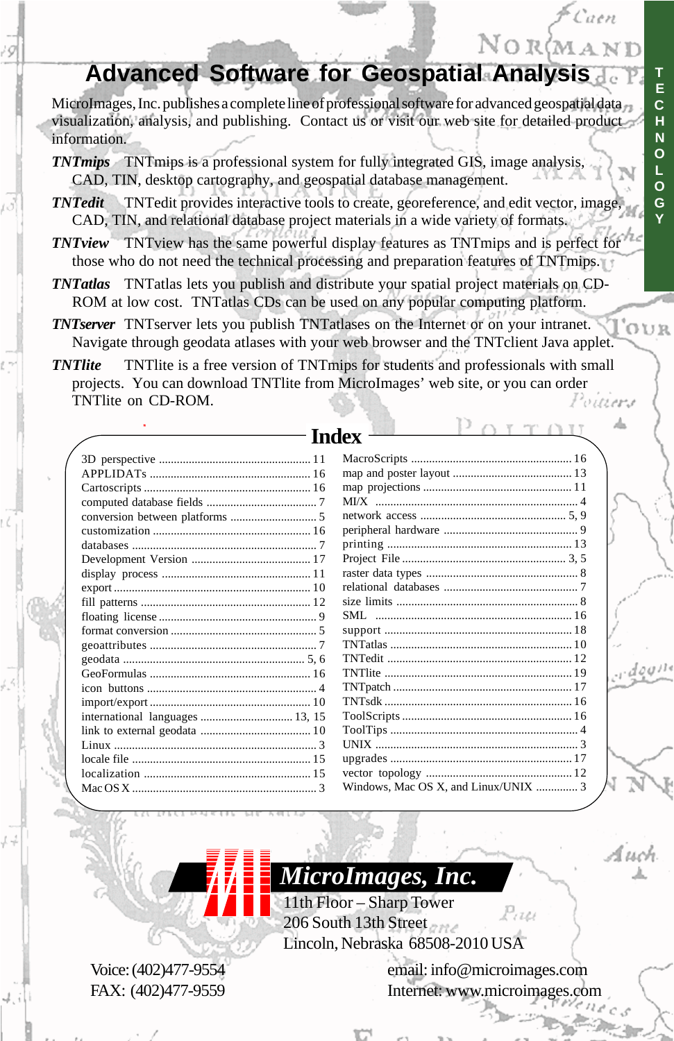# Advanced Software for Geospatial Analysis

MicroImages, Inc. publishes a complete line of professional software for advanced geospatial data visualization, analysis, and publishing. Contact us or visit our web site for detailed product information.

***TNTmips*** TNTmips is a professional system for fully integrated GIS, image analysis, CAD, TIN, desktop cartography, and geospatial database management.

***TNTedit*** TNTedit provides interactive tools to create, georeference, and edit vector, image, CAD, TIN, and relational database project materials in a wide variety of formats.

***TNTview*** TNTview has the same powerful display features as TNTmips and is perfect for those who do not need the technical processing and preparation features of TNTmips.

***TNTatlas*** TNTatlas lets you publish and distribute your spatial project materials on CD-ROM at low cost. TNTatlas CDs can be used on any popular computing platform.

***TNTserver*** TNTserver lets you publish TNTatlases on the Internet or on your intranet. Navigate through geodata atlases with your web browser and the TNTclient Java applet.

***TNTlite*** TNTlite is a free version of TNTmips for students and professionals with small projects. You can download TNTlite from MicroImages' web site, or you can order TNTlite on CD-ROM.

## Index

| | | | |
|---|---|---|---|
| 3D perspective | 11 | MacroScripts | 16 |
| APPLIDATs | 16 | map and poster layout | 13 |
| Cartoscripts | 16 | map projections | 11 |
| computed database fields | 7 | MI/X | 4 |
| conversion between platforms | 5 | network access | 5, 9 |
| customization | 16 | peripheral hardware | 9 |
| databases | 7 | printing | 13 |
| Development Version | 17 | Project File | 3, 5 |
| display process | 11 | raster data types | 8 |
| export | 10 | relational databases | 7 |
| fill patterns | 12 | size limits | 8 |
| floating license | 9 | SML | 16 |
| format conversion | 5 | support | 18 |
| geoattributes | 7 | TNTatlas | 10 |
| geodata | 5, 6 | TNTedit | 12 |
| GeoFormulas | 16 | TNTlite | 19 |
| icon buttons | 4 | TNTpatch | 17 |
| import/export | 10 | TNTsdk | 16 |
| international languages | 13, 15 | ToolScripts | 16 |
| link to external geodata | 10 | ToolTips | 4 |
| Linux | 3 | UNIX | 3 |
| locale file | 15 | upgrades | 17 |
| localization | 15 | vector topology | 12 |
| Mac OS X | 3 | Windows, Mac OS X, and Linux/UNIX | 3 |

**MicroImages, Inc.**
11th Floor – Sharp Tower
206 South 13th Street
Lincoln, Nebraska 68508-2010 USA

Voice: (402)477-9554
FAX: (402)477-9559

email: info@microimages.com
Internet: www.microimages.com